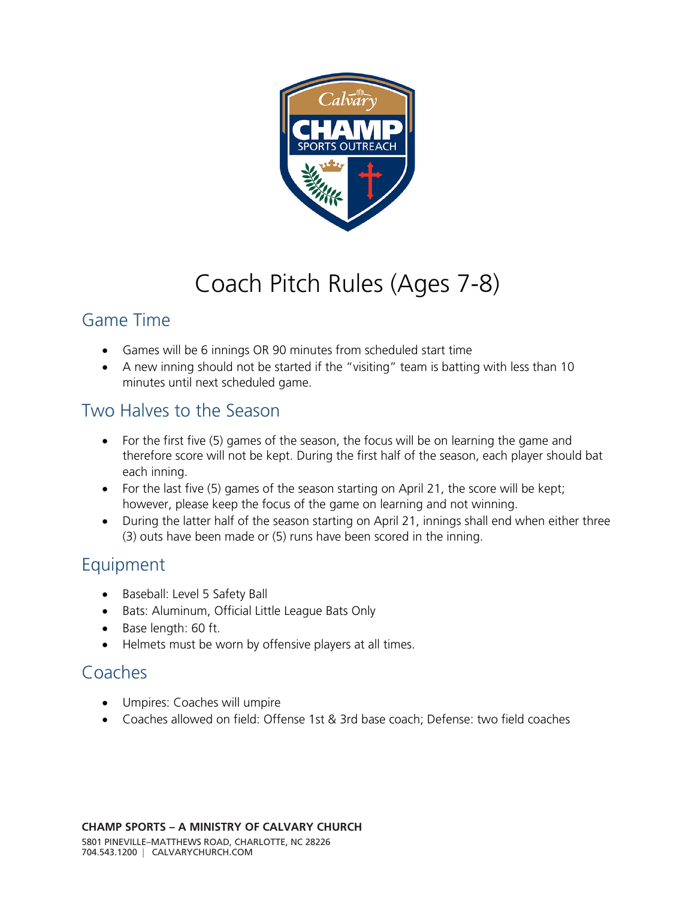# Coach Pitch Rules (Ages 7-8)

## Game Time

- Games will be 6 innings OR 90 minutes from scheduled start time
- A new inning should not be started if the "visiting" team is batting with less than 10 minutes until next scheduled game.

## Two Halves to the Season

- For the first five (5) games of the season, the focus will be on learning the game and therefore score will not be kept. During the first half of the season, each player should bat each inning.
- For the last five (5) games of the season starting on April 21, the score will be kept; however, please keep the focus of the game on learning and not winning.
- During the latter half of the season starting on April 21, innings shall end when either three (3) outs have been made or (5) runs have been scored in the inning.

## Equipment

- Baseball: Level 5 Safety Ball
- Bats: Aluminum, Official Little League Bats Only
- Base length: 60 ft.
- Helmets must be worn by offensive players at all times.

## Coaches

- Umpires: Coaches will umpire
- Coaches allowed on field: Offense 1st & 3rd base coach; Defense: two field coaches

**CHAMP SPORTS – A MINISTRY OF CALVARY CHURCH**
5801 PINEVILLE–MATTHEWS ROAD, CHARLOTTE, NC 28226
704.543.1200 | CALVARYCHURCH.COM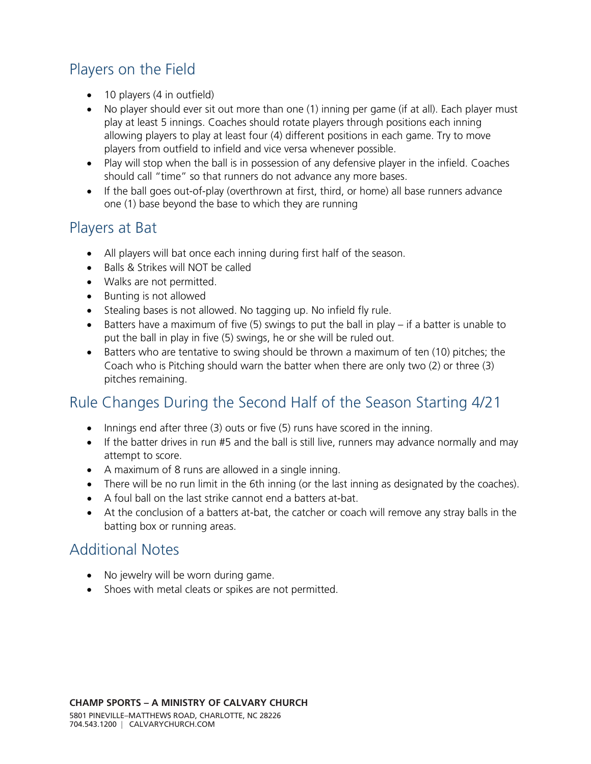## Players on the Field

- 10 players (4 in outfield)
- No player should ever sit out more than one (1) inning per game (if at all). Each player must play at least 5 innings. Coaches should rotate players through positions each inning allowing players to play at least four (4) different positions in each game. Try to move players from outfield to infield and vice versa whenever possible.
- Play will stop when the ball is in possession of any defensive player in the infield. Coaches should call "time" so that runners do not advance any more bases.
- If the ball goes out-of-play (overthrown at first, third, or home) all base runners advance one (1) base beyond the base to which they are running

## Players at Bat

- All players will bat once each inning during first half of the season.
- Balls & Strikes will NOT be called
- Walks are not permitted.
- Bunting is not allowed
- Stealing bases is not allowed. No tagging up. No infield fly rule.
- Batters have a maximum of five (5) swings to put the ball in play – if a batter is unable to put the ball in play in five (5) swings, he or she will be ruled out.
- Batters who are tentative to swing should be thrown a maximum of ten (10) pitches; the Coach who is Pitching should warn the batter when there are only two (2) or three (3) pitches remaining.

## Rule Changes During the Second Half of the Season Starting 4/21

- Innings end after three (3) outs or five (5) runs have scored in the inning.
- If the batter drives in run #5 and the ball is still live, runners may advance normally and may attempt to score.
- A maximum of 8 runs are allowed in a single inning.
- There will be no run limit in the 6th inning (or the last inning as designated by the coaches).
- A foul ball on the last strike cannot end a batters at-bat.
- At the conclusion of a batters at-bat, the catcher or coach will remove any stray balls in the batting box or running areas.

## Additional Notes

- No jewelry will be worn during game.
- Shoes with metal cleats or spikes are not permitted.

**CHAMP SPORTS – A MINISTRY OF CALVARY CHURCH**
5801 PINEVILLE–MATTHEWS ROAD, CHARLOTTE, NC 28226
704.543.1200 | CALVARYCHURCH.COM